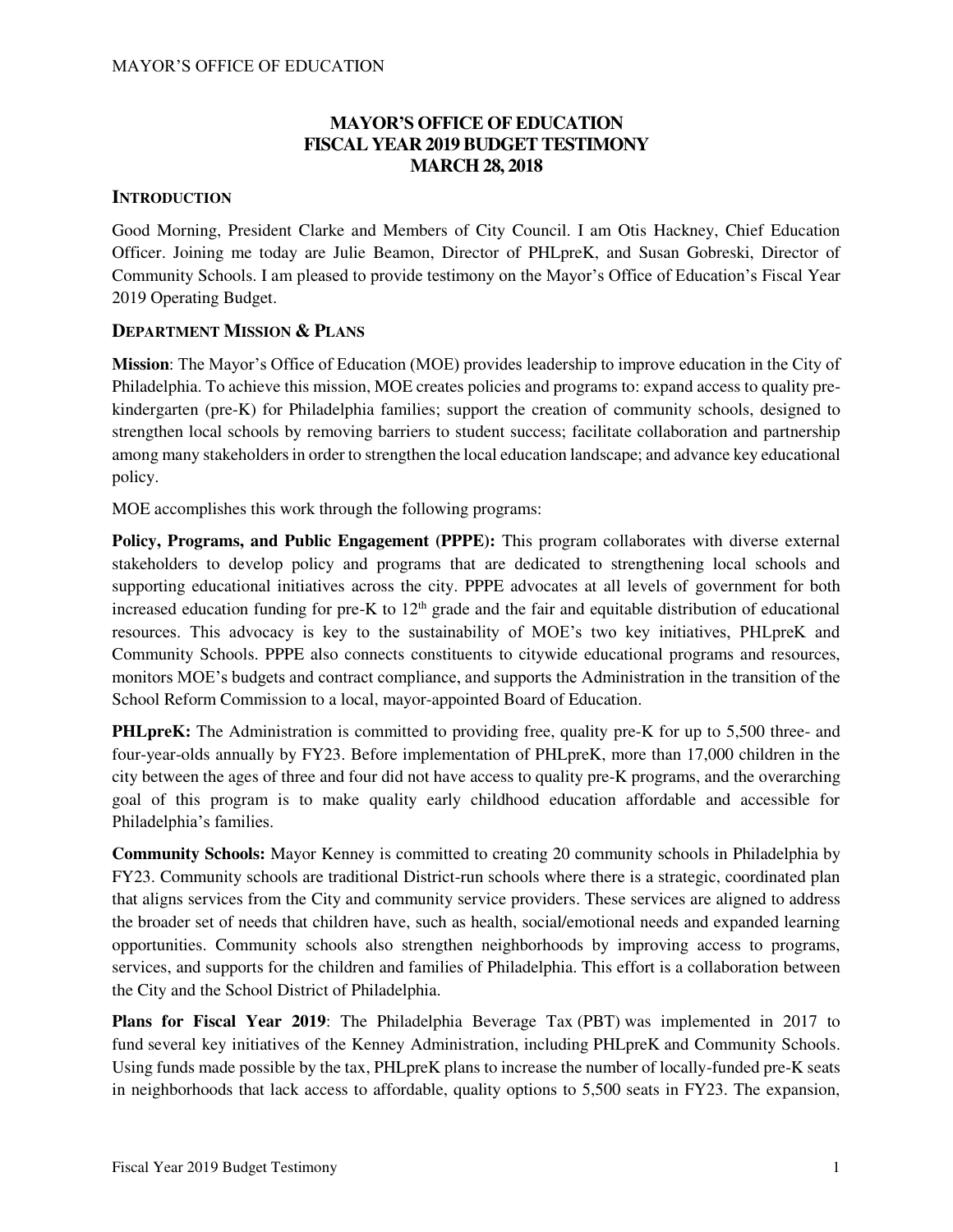# MAYOR'S OFFICE OF EDUCATION
# FISCAL YEAR 2019 BUDGET TESTIMONY
# MARCH 28, 2018

## INTRODUCTION

Good Morning, President Clarke and Members of City Council. I am Otis Hackney, Chief Education Officer. Joining me today are Julie Beamon, Director of PHLpreK, and Susan Gobreski, Director of Community Schools. I am pleased to provide testimony on the Mayor's Office of Education's Fiscal Year 2019 Operating Budget.

## DEPARTMENT MISSION & PLANS

**Mission**: The Mayor's Office of Education (MOE) provides leadership to improve education in the City of Philadelphia. To achieve this mission, MOE creates policies and programs to: expand access to quality pre-kindergarten (pre-K) for Philadelphia families; support the creation of community schools, designed to strengthen local schools by removing barriers to student success; facilitate collaboration and partnership among many stakeholders in order to strengthen the local education landscape; and advance key educational policy.

MOE accomplishes this work through the following programs:

**Policy, Programs, and Public Engagement (PPPE):** This program collaborates with diverse external stakeholders to develop policy and programs that are dedicated to strengthening local schools and supporting educational initiatives across the city. PPPE advocates at all levels of government for both increased education funding for pre-K to 12th grade and the fair and equitable distribution of educational resources. This advocacy is key to the sustainability of MOE's two key initiatives, PHLpreK and Community Schools. PPPE also connects constituents to citywide educational programs and resources, monitors MOE's budgets and contract compliance, and supports the Administration in the transition of the School Reform Commission to a local, mayor-appointed Board of Education.

**PHLpreK:** The Administration is committed to providing free, quality pre-K for up to 5,500 three- and four-year-olds annually by FY23. Before implementation of PHLpreK, more than 17,000 children in the city between the ages of three and four did not have access to quality pre-K programs, and the overarching goal of this program is to make quality early childhood education affordable and accessible for Philadelphia's families.

**Community Schools:** Mayor Kenney is committed to creating 20 community schools in Philadelphia by FY23. Community schools are traditional District-run schools where there is a strategic, coordinated plan that aligns services from the City and community service providers. These services are aligned to address the broader set of needs that children have, such as health, social/emotional needs and expanded learning opportunities. Community schools also strengthen neighborhoods by improving access to programs, services, and supports for the children and families of Philadelphia. This effort is a collaboration between the City and the School District of Philadelphia.

**Plans for Fiscal Year 2019**: The Philadelphia Beverage Tax (PBT) was implemented in 2017 to fund several key initiatives of the Kenney Administration, including PHLpreK and Community Schools. Using funds made possible by the tax, PHLpreK plans to increase the number of locally-funded pre-K seats in neighborhoods that lack access to affordable, quality options to 5,500 seats in FY23. The expansion,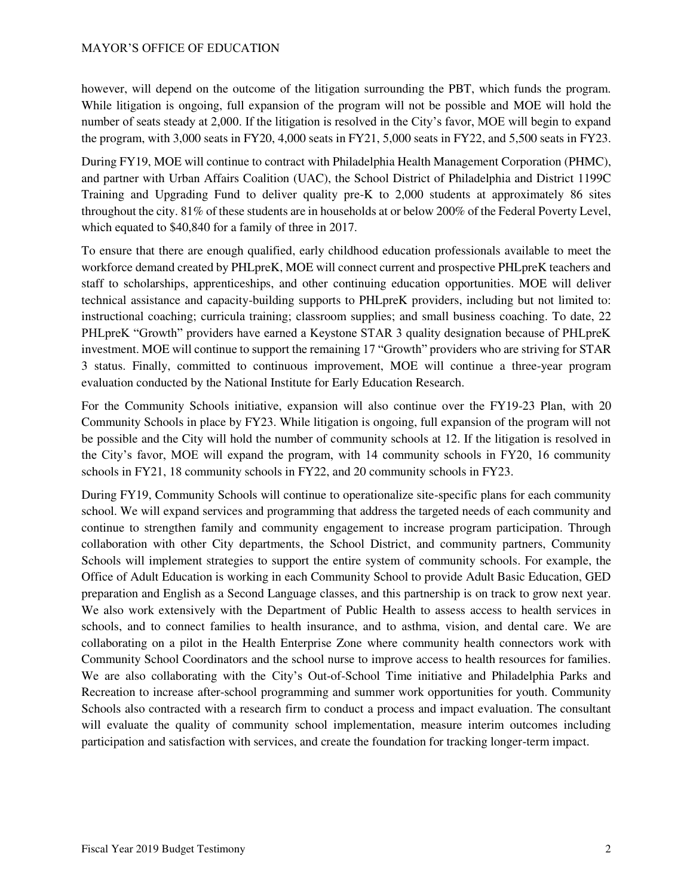however, will depend on the outcome of the litigation surrounding the PBT, which funds the program. While litigation is ongoing, full expansion of the program will not be possible and MOE will hold the number of seats steady at 2,000. If the litigation is resolved in the City's favor, MOE will begin to expand the program, with 3,000 seats in FY20, 4,000 seats in FY21, 5,000 seats in FY22, and 5,500 seats in FY23.

During FY19, MOE will continue to contract with Philadelphia Health Management Corporation (PHMC), and partner with Urban Affairs Coalition (UAC), the School District of Philadelphia and District 1199C Training and Upgrading Fund to deliver quality pre-K to 2,000 students at approximately 86 sites throughout the city. 81% of these students are in households at or below 200% of the Federal Poverty Level, which equated to $40,840 for a family of three in 2017.

To ensure that there are enough qualified, early childhood education professionals available to meet the workforce demand created by PHLpreK, MOE will connect current and prospective PHLpreK teachers and staff to scholarships, apprenticeships, and other continuing education opportunities. MOE will deliver technical assistance and capacity-building supports to PHLpreK providers, including but not limited to: instructional coaching; curricula training; classroom supplies; and small business coaching. To date, 22 PHLpreK "Growth" providers have earned a Keystone STAR 3 quality designation because of PHLpreK investment. MOE will continue to support the remaining 17 "Growth" providers who are striving for STAR 3 status. Finally, committed to continuous improvement, MOE will continue a three-year program evaluation conducted by the National Institute for Early Education Research.

For the Community Schools initiative, expansion will also continue over the FY19-23 Plan, with 20 Community Schools in place by FY23. While litigation is ongoing, full expansion of the program will not be possible and the City will hold the number of community schools at 12. If the litigation is resolved in the City's favor, MOE will expand the program, with 14 community schools in FY20, 16 community schools in FY21, 18 community schools in FY22, and 20 community schools in FY23.

During FY19, Community Schools will continue to operationalize site-specific plans for each community school. We will expand services and programming that address the targeted needs of each community and continue to strengthen family and community engagement to increase program participation. Through collaboration with other City departments, the School District, and community partners, Community Schools will implement strategies to support the entire system of community schools. For example, the Office of Adult Education is working in each Community School to provide Adult Basic Education, GED preparation and English as a Second Language classes, and this partnership is on track to grow next year. We also work extensively with the Department of Public Health to assess access to health services in schools, and to connect families to health insurance, and to asthma, vision, and dental care. We are collaborating on a pilot in the Health Enterprise Zone where community health connectors work with Community School Coordinators and the school nurse to improve access to health resources for families. We are also collaborating with the City's Out-of-School Time initiative and Philadelphia Parks and Recreation to increase after-school programming and summer work opportunities for youth. Community Schools also contracted with a research firm to conduct a process and impact evaluation. The consultant will evaluate the quality of community school implementation, measure interim outcomes including participation and satisfaction with services, and create the foundation for tracking longer-term impact.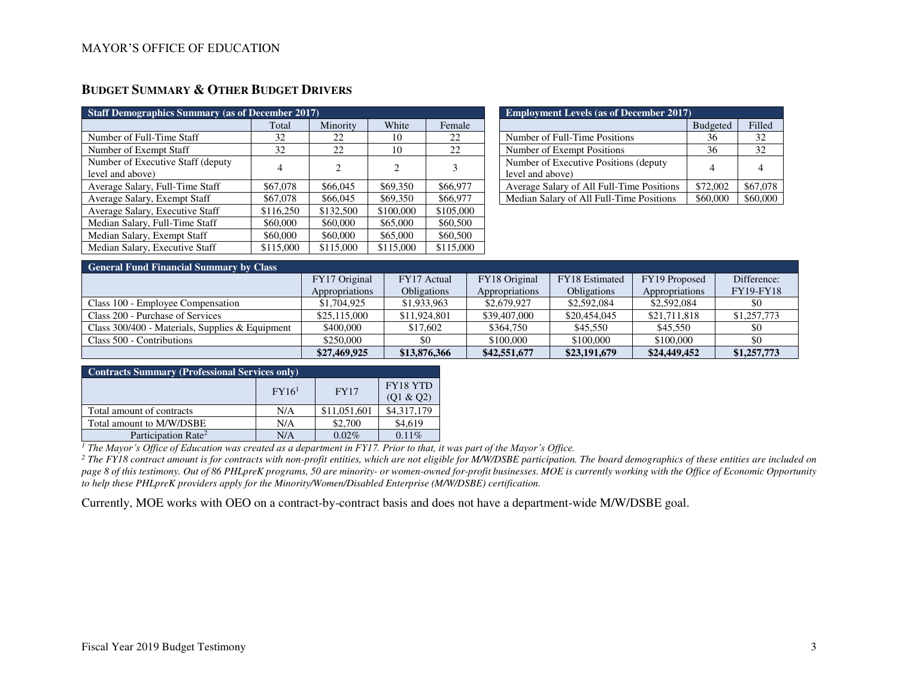## BUDGET SUMMARY & OTHER BUDGET DRIVERS

| Staff Demographics Summary (as of December 2017) | | | | |
|---|---|---|---|---|
| | Total | Minority | White | Female |
| Number of Full-Time Staff | 32 | 22 | 10 | 22 |
| Number of Exempt Staff | 32 | 22 | 10 | 22 |
| Number of Executive Staff (deputy level and above) | 4 | 2 | 2 | 3 |
| Average Salary, Full-Time Staff | $67,078 | $66,045 | $69,350 | $66,977 |
| Average Salary, Exempt Staff | $67,078 | $66,045 | $69,350 | $66,977 |
| Average Salary, Executive Staff | $116,250 | $132,500 | $100,000 | $105,000 |
| Median Salary, Full-Time Staff | $60,000 | $60,000 | $65,000 | $60,500 |
| Median Salary, Exempt Staff | $60,000 | $60,000 | $65,000 | $60,500 |
| Median Salary, Executive Staff | $115,000 | $115,000 | $115,000 | $115,000 |

| Employment Levels (as of December 2017) | | |
|---|---|---|
| | Budgeted | Filled |
| Number of Full-Time Positions | 36 | 32 |
| Number of Exempt Positions | 36 | 32 |
| Number of Executive Positions (deputy level and above) | 4 | 4 |
| Average Salary of All Full-Time Positions | $72,002 | $67,078 |
| Median Salary of All Full-Time Positions | $60,000 | $60,000 |

| General Fund Financial Summary by Class | | | | | | |
|---|---|---|---|---|---|---|
| | FY17 Original Appropriations | FY17 Actual Obligations | FY18 Original Appropriations | FY18 Estimated Obligations | FY19 Proposed Appropriations | Difference: FY19-FY18 |
| Class 100 - Employee Compensation | $1,704,925 | $1,933,963 | $2,679,927 | $2,592,084 | $2,592,084 | $0 |
| Class 200 - Purchase of Services | $25,115,000 | $11,924,801 | $39,407,000 | $20,454,045 | $21,711,818 | $1,257,773 |
| Class 300/400 - Materials, Supplies & Equipment | $400,000 | $17,602 | $364,750 | $45,550 | $45,550 | $0 |
| Class 500 - Contributions | $250,000 | $0 | $100,000 | $100,000 | $100,000 | $0 |
| | **$27,469,925** | **$13,876,366** | **$42,551,677** | **$23,191,679** | **$24,449,452** | **$1,257,773** |

| Contracts Summary (Professional Services only) | | | |
|---|---|---|---|
| | FY16[1] | FY17 | FY18 YTD (Q1 & Q2) |
| Total amount of contracts | N/A | $11,051,601 | $4,317,179 |
| Total amount to M/W/DSBE | N/A | $2,700 | $4,619 |
| Participation Rate[2] | N/A | 0.02% | 0.11% |

*[1] The Mayor's Office of Education was created as a department in FY17. Prior to that, it was part of the Mayor's Office.*
*[2] The FY18 contract amount is for contracts with non-profit entities, which are not eligible for M/W/DSBE participation. The board demographics of these entities are included on page 8 of this testimony. Out of 86 PHLpreK programs, 50 are minority- or women-owned for-profit businesses. MOE is currently working with the Office of Economic Opportunity to help these PHLpreK providers apply for the Minority/Women/Disabled Enterprise (M/W/DSBE) certification.*

Currently, MOE works with OEO on a contract-by-contract basis and does not have a department-wide M/W/DSBE goal.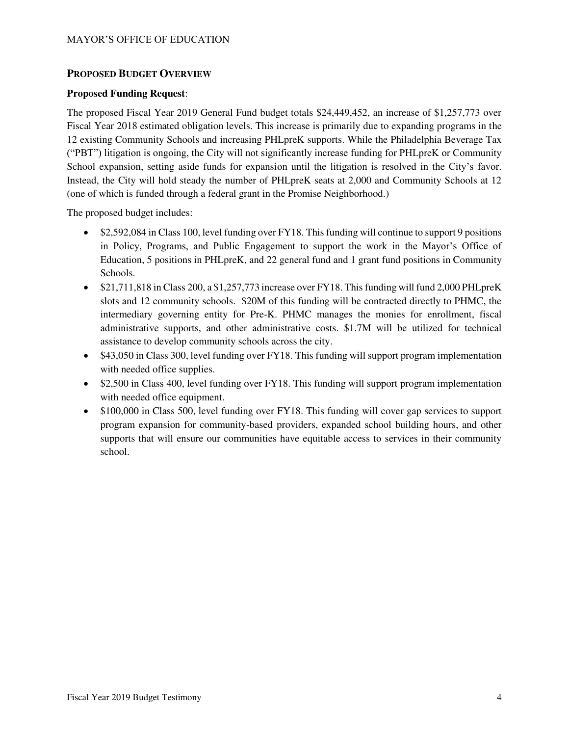## PROPOSED BUDGET OVERVIEW

**Proposed Funding Request**:

The proposed Fiscal Year 2019 General Fund budget totals $24,449,452, an increase of $1,257,773 over Fiscal Year 2018 estimated obligation levels. This increase is primarily due to expanding programs in the 12 existing Community Schools and increasing PHLpreK supports. While the Philadelphia Beverage Tax ("PBT") litigation is ongoing, the City will not significantly increase funding for PHLpreK or Community School expansion, setting aside funds for expansion until the litigation is resolved in the City's favor. Instead, the City will hold steady the number of PHLpreK seats at 2,000 and Community Schools at 12 (one of which is funded through a federal grant in the Promise Neighborhood.)

The proposed budget includes:

- $2,592,084 in Class 100, level funding over FY18. This funding will continue to support 9 positions in Policy, Programs, and Public Engagement to support the work in the Mayor's Office of Education, 5 positions in PHLpreK, and 22 general fund and 1 grant fund positions in Community Schools.
- $21,711,818 in Class 200, a $1,257,773 increase over FY18. This funding will fund 2,000 PHLpreK slots and 12 community schools. $20M of this funding will be contracted directly to PHMC, the intermediary governing entity for Pre-K. PHMC manages the monies for enrollment, fiscal administrative supports, and other administrative costs. $1.7M will be utilized for technical assistance to develop community schools across the city.
- $43,050 in Class 300, level funding over FY18. This funding will support program implementation with needed office supplies.
- $2,500 in Class 400, level funding over FY18. This funding will support program implementation with needed office equipment.
- $100,000 in Class 500, level funding over FY18. This funding will cover gap services to support program expansion for community-based providers, expanded school building hours, and other supports that will ensure our communities have equitable access to services in their community school.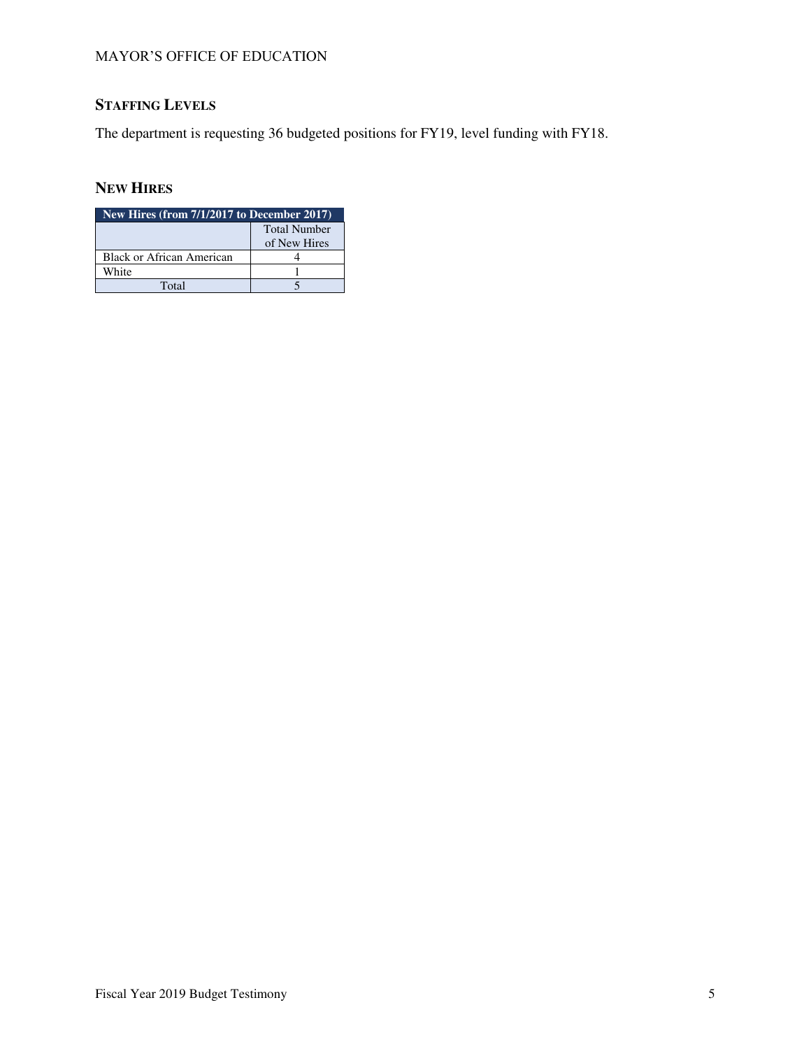## STAFFING LEVELS

The department is requesting 36 budgeted positions for FY19, level funding with FY18.

## NEW HIRES

| New Hires (from 7/1/2017 to December 2017) | |
|---|---|
| | Total Number of New Hires |
| Black or African American | 4 |
| White | 1 |
| Total | 5 |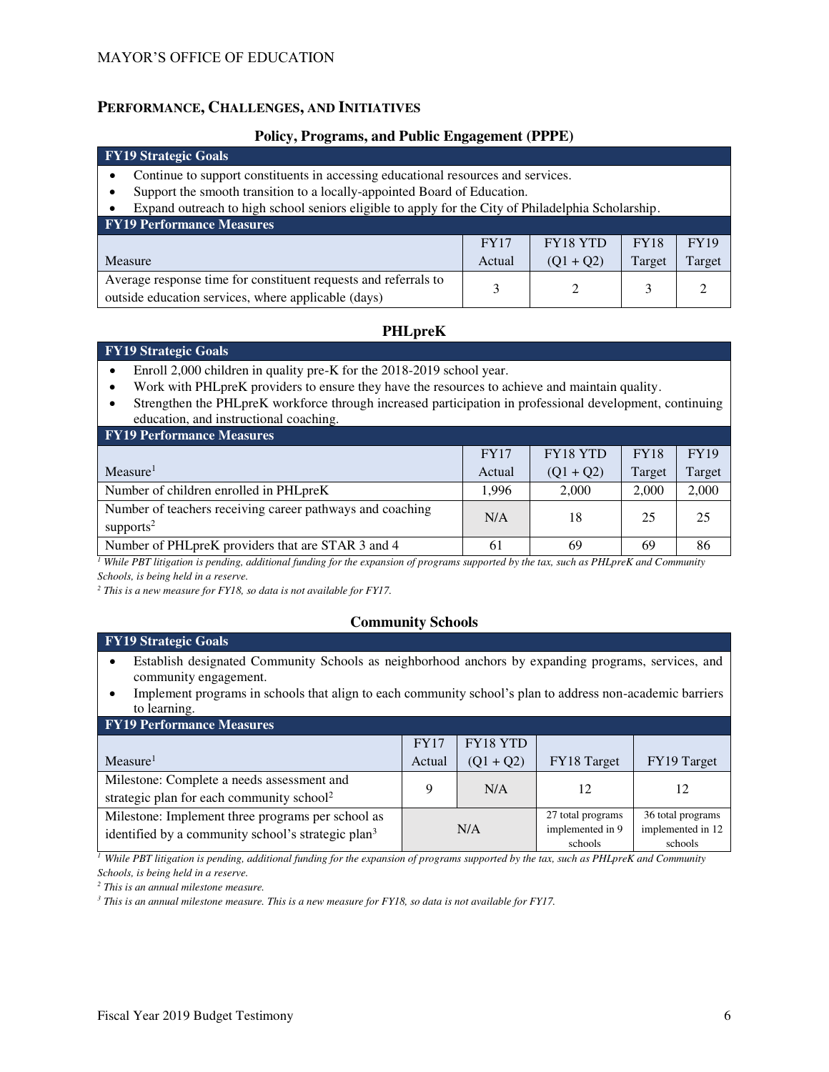## PERFORMANCE, CHALLENGES, AND INITIATIVES

### Policy, Programs, and Public Engagement (PPPE)

**FY19 Strategic Goals**

- Continue to support constituents in accessing educational resources and services.
- Support the smooth transition to a locally-appointed Board of Education.
- Expand outreach to high school seniors eligible to apply for the City of Philadelphia Scholarship.

**FY19 Performance Measures**

| Measure | FY17 Actual | FY18 YTD (Q1 + Q2) | FY18 Target | FY19 Target |
|---|---|---|---|---|
| Average response time for constituent requests and referrals to outside education services, where applicable (days) | 3 | 2 | 3 | 2 |

### PHLpreK

**FY19 Strategic Goals**

- Enroll 2,000 children in quality pre-K for the 2018-2019 school year.
- Work with PHLpreK providers to ensure they have the resources to achieve and maintain quality.
- Strengthen the PHLpreK workforce through increased participation in professional development, continuing education, and instructional coaching.

**FY19 Performance Measures**

| Measure[1] | FY17 Actual | FY18 YTD (Q1 + Q2) | FY18 Target | FY19 Target |
|---|---|---|---|---|
| Number of children enrolled in PHLpreK | 1,996 | 2,000 | 2,000 | 2,000 |
| Number of teachers receiving career pathways and coaching supports[2] | N/A | 18 | 25 | 25 |
| Number of PHLpreK providers that are STAR 3 and 4 | 61 | 69 | 69 | 86 |

*[1] While PBT litigation is pending, additional funding for the expansion of programs supported by the tax, such as PHLpreK and Community Schools, is being held in a reserve.*

*[2] This is a new measure for FY18, so data is not available for FY17.*

### Community Schools

**FY19 Strategic Goals**

- Establish designated Community Schools as neighborhood anchors by expanding programs, services, and community engagement.
- Implement programs in schools that align to each community school's plan to address non-academic barriers to learning.

**FY19 Performance Measures**

| Measure[1] | FY17 Actual | FY18 YTD (Q1 + Q2) | FY18 Target | FY19 Target |
|---|---|---|---|---|
| Milestone: Complete a needs assessment and strategic plan for each community school[2] | 9 | N/A | 12 | 12 |
| Milestone: Implement three programs per school as identified by a community school's strategic plan[3] | N/A | | 27 total programs implemented in 9 schools | 36 total programs implemented in 12 schools |

*[1] While PBT litigation is pending, additional funding for the expansion of programs supported by the tax, such as PHLpreK and Community Schools, is being held in a reserve.*

*[2] This is an annual milestone measure.*

*[3] This is an annual milestone measure. This is a new measure for FY18, so data is not available for FY17.*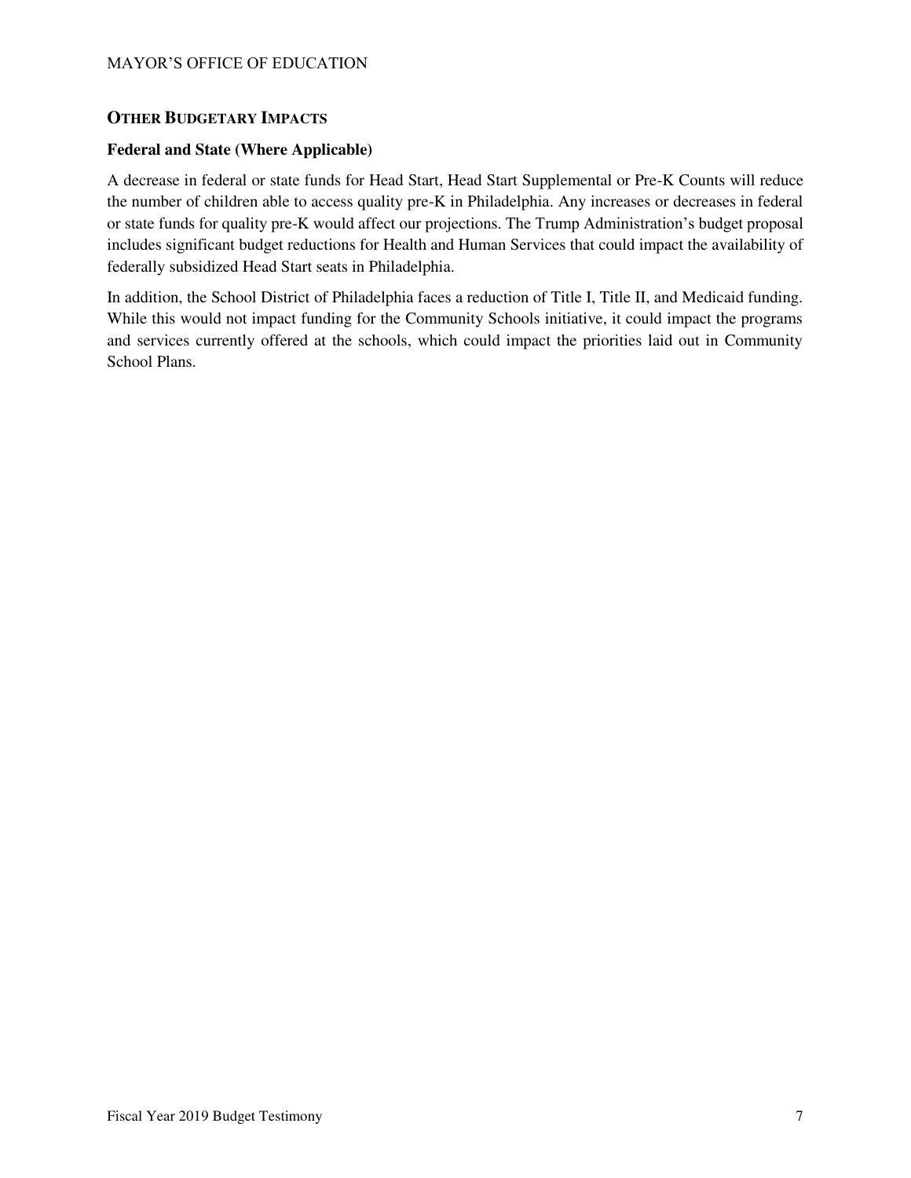## OTHER BUDGETARY IMPACTS

### Federal and State (Where Applicable)

A decrease in federal or state funds for Head Start, Head Start Supplemental or Pre-K Counts will reduce the number of children able to access quality pre-K in Philadelphia. Any increases or decreases in federal or state funds for quality pre-K would affect our projections. The Trump Administration's budget proposal includes significant budget reductions for Health and Human Services that could impact the availability of federally subsidized Head Start seats in Philadelphia.

In addition, the School District of Philadelphia faces a reduction of Title I, Title II, and Medicaid funding. While this would not impact funding for the Community Schools initiative, it could impact the programs and services currently offered at the schools, which could impact the priorities laid out in Community School Plans.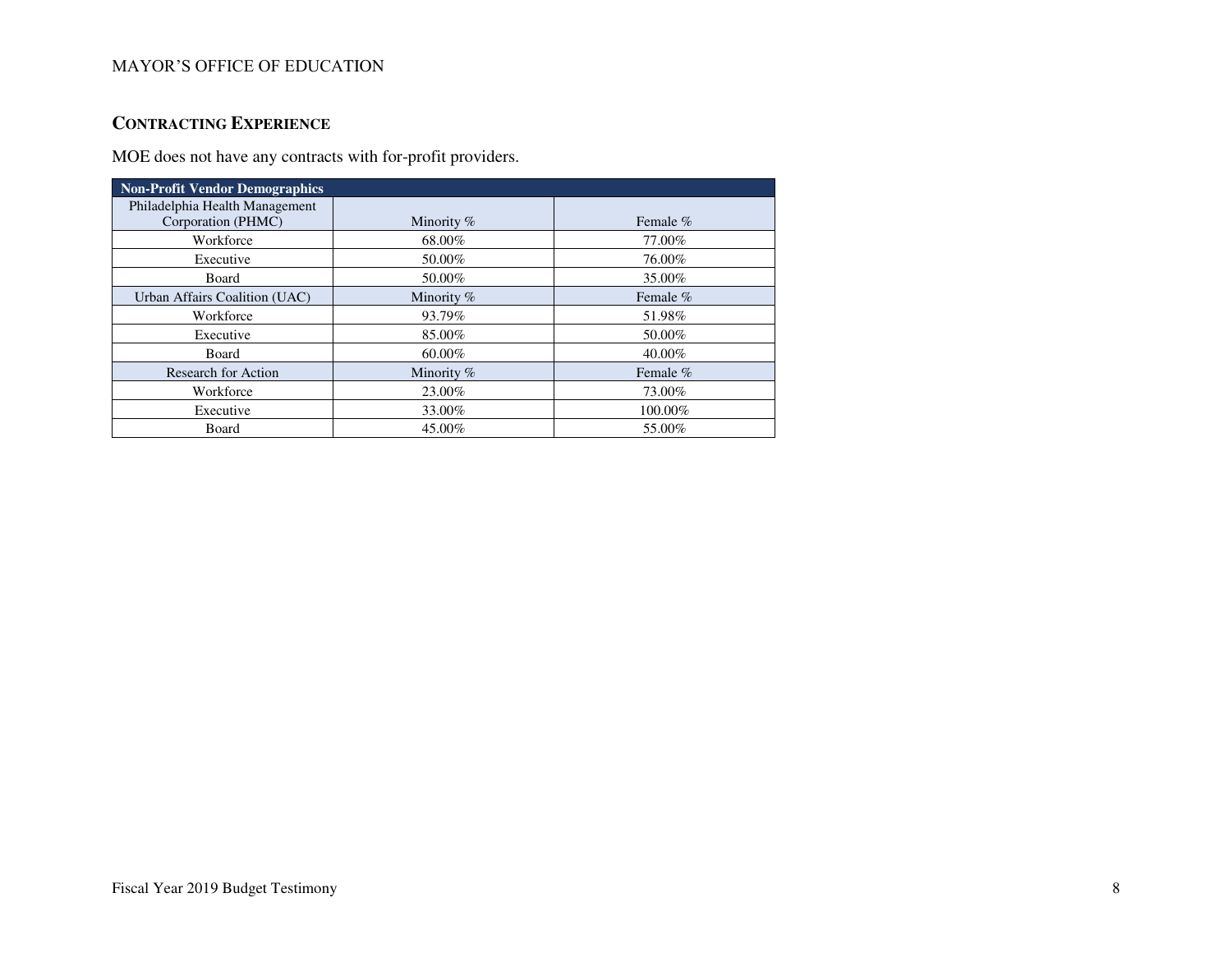## CONTRACTING EXPERIENCE

MOE does not have any contracts with for-profit providers.

| Non-Profit Vendor Demographics | | |
|---|---|---|
| Philadelphia Health Management Corporation (PHMC) | Minority % | Female % |
| Workforce | 68.00% | 77.00% |
| Executive | 50.00% | 76.00% |
| Board | 50.00% | 35.00% |
| Urban Affairs Coalition (UAC) | Minority % | Female % |
| Workforce | 93.79% | 51.98% |
| Executive | 85.00% | 50.00% |
| Board | 60.00% | 40.00% |
| Research for Action | Minority % | Female % |
| Workforce | 23.00% | 73.00% |
| Executive | 33.00% | 100.00% |
| Board | 45.00% | 55.00% |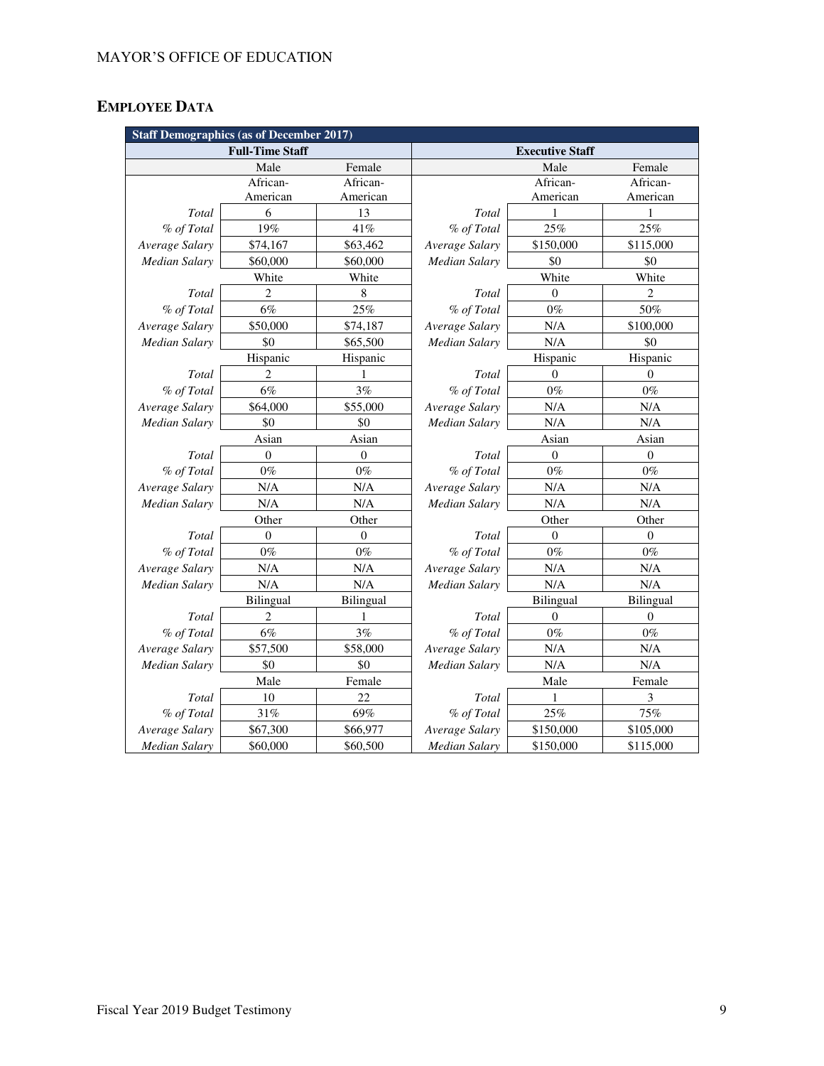## EMPLOYEE DATA

| Staff Demographics (as of December 2017) | | | | | |
|---|---|---|---|---|---|
| Full-Time Staff | | | Executive Staff | | |
| | Male | Female | | Male | Female |
| | African-American | African-American | | African-American | African-American |
| *Total* | 6 | 13 | *Total* | 1 | 1 |
| *% of Total* | 19% | 41% | *% of Total* | 25% | 25% |
| *Average Salary* | $74,167 | $63,462 | *Average Salary* | $150,000 | $115,000 |
| *Median Salary* | $60,000 | $60,000 | *Median Salary* | $0 | $0 |
| | White | White | | White | White |
| *Total* | 2 | 8 | *Total* | 0 | 2 |
| *% of Total* | 6% | 25% | *% of Total* | 0% | 50% |
| *Average Salary* | $50,000 | $74,187 | *Average Salary* | N/A | $100,000 |
| *Median Salary* | $0 | $65,500 | *Median Salary* | N/A | $0 |
| | Hispanic | Hispanic | | Hispanic | Hispanic |
| *Total* | 2 | 1 | *Total* | 0 | 0 |
| *% of Total* | 6% | 3% | *% of Total* | 0% | 0% |
| *Average Salary* | $64,000 | $55,000 | *Average Salary* | N/A | N/A |
| *Median Salary* | $0 | $0 | *Median Salary* | N/A | N/A |
| | Asian | Asian | | Asian | Asian |
| *Total* | 0 | 0 | *Total* | 0 | 0 |
| *% of Total* | 0% | 0% | *% of Total* | 0% | 0% |
| *Average Salary* | N/A | N/A | *Average Salary* | N/A | N/A |
| *Median Salary* | N/A | N/A | *Median Salary* | N/A | N/A |
| | Other | Other | | Other | Other |
| *Total* | 0 | 0 | *Total* | 0 | 0 |
| *% of Total* | 0% | 0% | *% of Total* | 0% | 0% |
| *Average Salary* | N/A | N/A | *Average Salary* | N/A | N/A |
| *Median Salary* | N/A | N/A | *Median Salary* | N/A | N/A |
| | Bilingual | Bilingual | | Bilingual | Bilingual |
| *Total* | 2 | 1 | *Total* | 0 | 0 |
| *% of Total* | 6% | 3% | *% of Total* | 0% | 0% |
| *Average Salary* | $57,500 | $58,000 | *Average Salary* | N/A | N/A |
| *Median Salary* | $0 | $0 | *Median Salary* | N/A | N/A |
| | Male | Female | | Male | Female |
| *Total* | 10 | 22 | *Total* | 1 | 3 |
| *% of Total* | 31% | 69% | *% of Total* | 25% | 75% |
| *Average Salary* | $67,300 | $66,977 | *Average Salary* | $150,000 | $105,000 |
| *Median Salary* | $60,000 | $60,500 | *Median Salary* | $150,000 | $115,000 |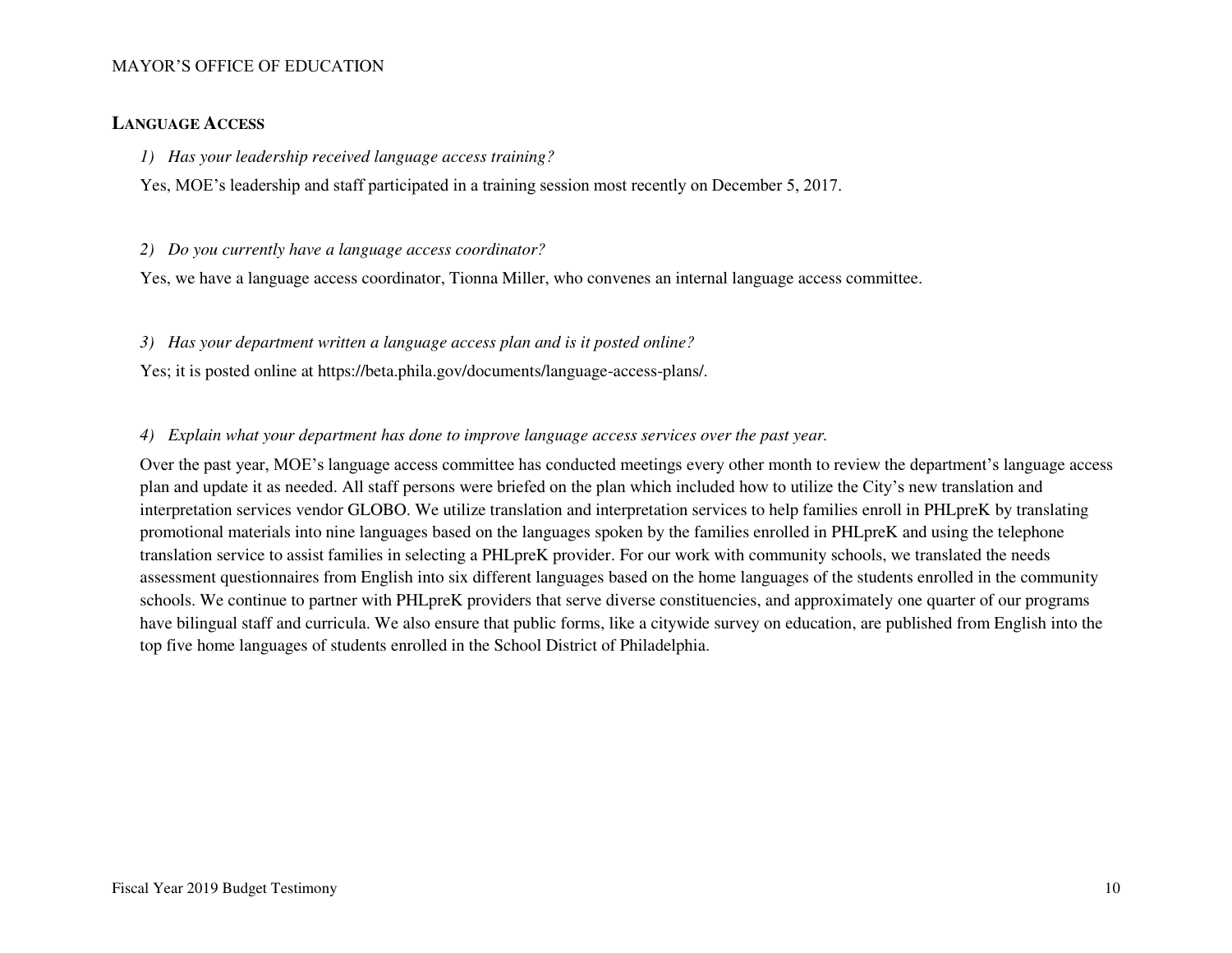## LANGUAGE ACCESS

*1) Has your leadership received language access training?*

Yes, MOE's leadership and staff participated in a training session most recently on December 5, 2017.

*2) Do you currently have a language access coordinator?*

Yes, we have a language access coordinator, Tionna Miller, who convenes an internal language access committee.

*3) Has your department written a language access plan and is it posted online?*

Yes; it is posted online at https://beta.phila.gov/documents/language-access-plans/.

*4) Explain what your department has done to improve language access services over the past year.*

Over the past year, MOE's language access committee has conducted meetings every other month to review the department's language access plan and update it as needed. All staff persons were briefed on the plan which included how to utilize the City's new translation and interpretation services vendor GLOBO. We utilize translation and interpretation services to help families enroll in PHLpreK by translating promotional materials into nine languages based on the languages spoken by the families enrolled in PHLpreK and using the telephone translation service to assist families in selecting a PHLpreK provider. For our work with community schools, we translated the needs assessment questionnaires from English into six different languages based on the home languages of the students enrolled in the community schools. We continue to partner with PHLpreK providers that serve diverse constituencies, and approximately one quarter of our programs have bilingual staff and curricula. We also ensure that public forms, like a citywide survey on education, are published from English into the top five home languages of students enrolled in the School District of Philadelphia.